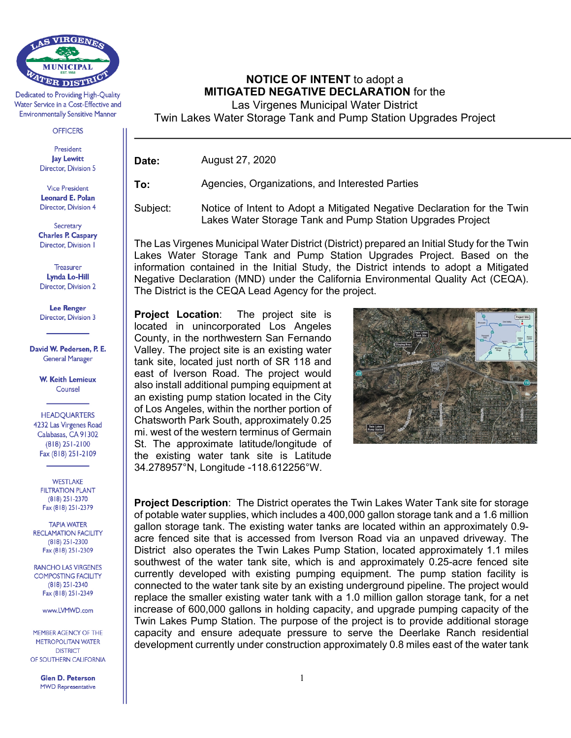**LAS VIRGENES MUNICIPAL WATER DISTRICT**
EST. 1958

Dedicated to Providing High-Quality Water Service in a Cost-Effective and Environmentally Sensitive Manner

OFFICERS

President
**Jay Lewitt**
Director, Division 5

Vice President
**Leonard E. Polan**
Director, Division 4

Secretary
**Charles P. Caspary**
Director, Division 1

Treasurer
**Lynda Lo-Hill**
Director, Division 2

**Lee Renger**
Director, Division 3

**David W. Pedersen, P. E.**
General Manager

**W. Keith Lemieux**
Counsel

HEADQUARTERS
4232 Las Virgenes Road
Calabasas, CA 91302
(818) 251-2100
Fax (818) 251-2109

WESTLAKE FILTRATION PLANT
(818) 251-2370
Fax (818) 251-2379

TAPIA WATER RECLAMATION FACILITY
(818) 251-2300
Fax (818) 251-2309

RANCHO LAS VIRGENES COMPOSTING FACILITY
(818) 251-2340
Fax (818) 251-2349

www.LVMWD.com

MEMBER AGENCY OF THE METROPOLITAN WATER DISTRICT OF SOUTHERN CALIFORNIA

**Glen D. Peterson**
MWD Representative

# **NOTICE OF INTENT** to adopt a **MITIGATED NEGATIVE DECLARATION** for the Las Virgenes Municipal Water District Twin Lakes Water Storage Tank and Pump Station Upgrades Project

**Date:** August 27, 2020

**To:** Agencies, Organizations, and Interested Parties

Subject: Notice of Intent to Adopt a Mitigated Negative Declaration for the Twin Lakes Water Storage Tank and Pump Station Upgrades Project

The Las Virgenes Municipal Water District (District) prepared an Initial Study for the Twin Lakes Water Storage Tank and Pump Station Upgrades Project. Based on the information contained in the Initial Study, the District intends to adopt a Mitigated Negative Declaration (MND) under the California Environmental Quality Act (CEQA). The District is the CEQA Lead Agency for the project.

**Project Location**: The project site is located in unincorporated Los Angeles County, in the northwestern San Fernando Valley. The project site is an existing water tank site, located just north of SR 118 and east of Iverson Road. The project would also install additional pumping equipment at an existing pump station located in the City of Los Angeles, within the norther portion of Chatsworth Park South, approximately 0.25 mi. west of the western terminus of Germain St. The approximate latitude/longitude of the existing water tank site is Latitude 34.278957°N, Longitude -118.612256°W.

**Project Description**: The District operates the Twin Lakes Water Tank site for storage of potable water supplies, which includes a 400,000 gallon storage tank and a 1.6 million gallon storage tank. The existing water tanks are located within an approximately 0.9-acre fenced site that is accessed from Iverson Road via an unpaved driveway. The District also operates the Twin Lakes Pump Station, located approximately 1.1 miles southwest of the water tank site, which is and approximately 0.25-acre fenced site currently developed with existing pumping equipment. The pump station facility is connected to the water tank site by an existing underground pipeline. The project would replace the smaller existing water tank with a 1.0 million gallon storage tank, for a net increase of 600,000 gallons in holding capacity, and upgrade pumping capacity of the Twin Lakes Pump Station. The purpose of the project is to provide additional storage capacity and ensure adequate pressure to serve the Deerlake Ranch residential development currently under construction approximately 0.8 miles east of the water tank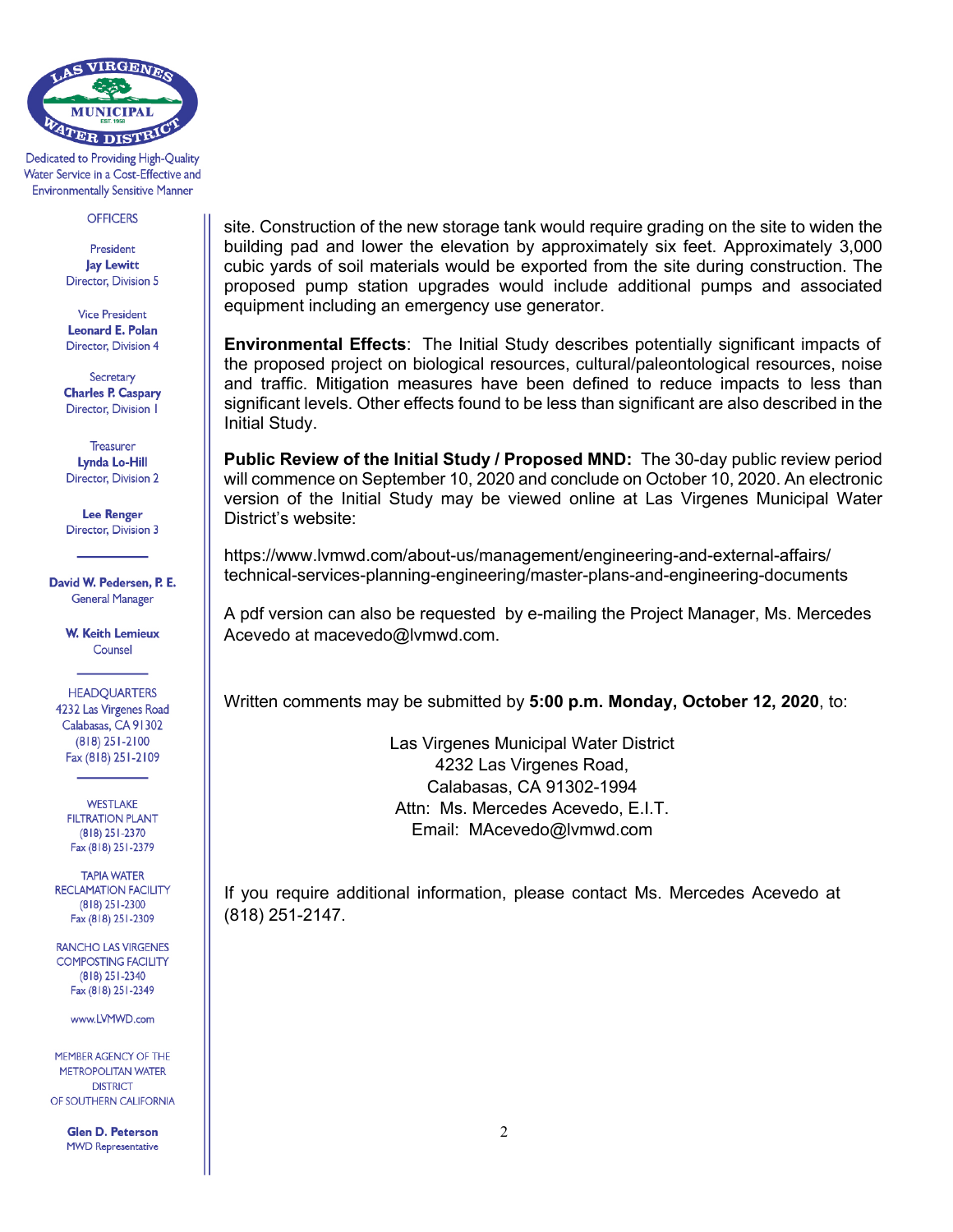site. Construction of the new storage tank would require grading on the site to widen the building pad and lower the elevation by approximately six feet. Approximately 3,000 cubic yards of soil materials would be exported from the site during construction. The proposed pump station upgrades would include additional pumps and associated equipment including an emergency use generator.

**Environmental Effects**: The Initial Study describes potentially significant impacts of the proposed project on biological resources, cultural/paleontological resources, noise and traffic. Mitigation measures have been defined to reduce impacts to less than significant levels. Other effects found to be less than significant are also described in the Initial Study.

**Public Review of the Initial Study / Proposed MND:** The 30-day public review period will commence on September 10, 2020 and conclude on October 10, 2020. An electronic version of the Initial Study may be viewed online at Las Virgenes Municipal Water District's website:

https://www.lvmwd.com/about-us/management/engineering-and-external-affairs/technical-services-planning-engineering/master-plans-and-engineering-documents

A pdf version can also be requested by e-mailing the Project Manager, Ms. Mercedes Acevedo at macevedo@lvmwd.com.

Written comments may be submitted by **5:00 p.m. Monday, October 12, 2020**, to:

Las Virgenes Municipal Water District
4232 Las Virgenes Road,
Calabasas, CA 91302-1994
Attn: Ms. Mercedes Acevedo, E.I.T.
Email: MAcevedo@lvmwd.com

If you require additional information, please contact Ms. Mercedes Acevedo at (818) 251-2147.

LAS VIRGENES MUNICIPAL WATER DISTRICT EST. 1958

Dedicated to Providing High-Quality Water Service in a Cost-Effective and Environmentally Sensitive Manner

OFFICERS

President
**Jay Lewitt**
Director, Division 5

Vice President
**Leonard E. Polan**
Director, Division 4

Secretary
**Charles P. Caspary**
Director, Division 1

Treasurer
**Lynda Lo-Hill**
Director, Division 2

**Lee Renger**
Director, Division 3

**David W. Pedersen, P. E.**
General Manager

**W. Keith Lemieux**
Counsel

HEADQUARTERS
4232 Las Virgenes Road
Calabasas, CA 91302
(818) 251-2100
Fax (818) 251-2109

WESTLAKE FILTRATION PLANT
(818) 251-2370
Fax (818) 251-2379

TAPIA WATER RECLAMATION FACILITY
(818) 251-2300
Fax (818) 251-2309

RANCHO LAS VIRGENES COMPOSTING FACILITY
(818) 251-2340
Fax (818) 251-2349

www.LVMWD.com

MEMBER AGENCY OF THE METROPOLITAN WATER DISTRICT OF SOUTHERN CALIFORNIA

**Glen D. Peterson**
MWD Representative